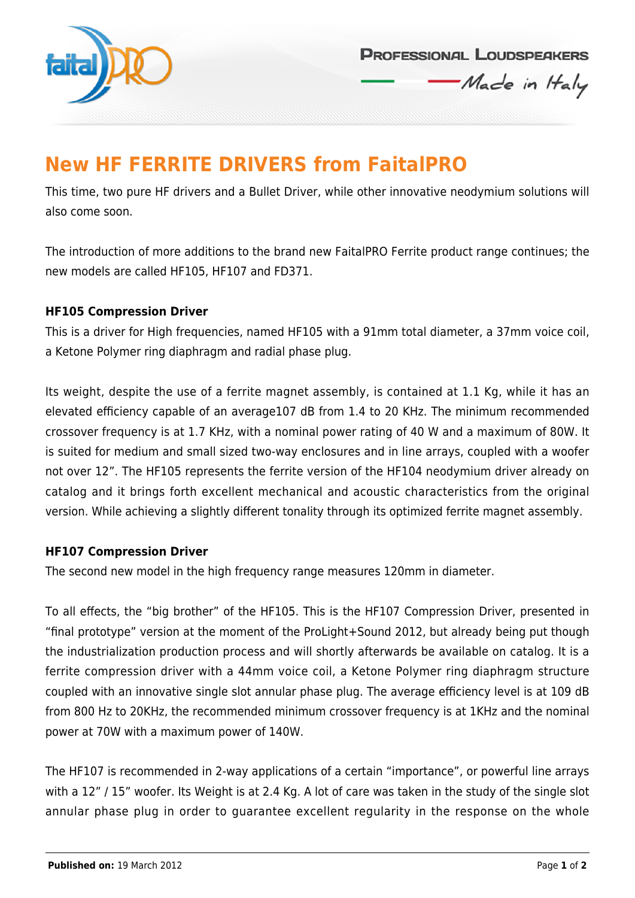# New HF FERRITE DRIVERS from FaitalPRO

This time, two pure HF drivers and a Bullet Driver, while other innovative neodymium solutions will also come soon.

The introduction of more additions to the brand new FaitalPRO Ferrite product range continues; the new models are called HF105, HF107 and FD371.

**HF105 Compression Driver**

This is a driver for High frequencies, named HF105 with a 91mm total diameter, a 37mm voice coil, a Ketone Polymer ring diaphragm and radial phase plug.

Its weight, despite the use of a ferrite magnet assembly, is contained at 1.1 Kg, while it has an elevated efficiency capable of an average107 dB from 1.4 to 20 KHz. The minimum recommended crossover frequency is at 1.7 KHz, with a nominal power rating of 40 W and a maximum of 80W. It is suited for medium and small sized two-way enclosures and in line arrays, coupled with a woofer not over 12”. The HF105 represents the ferrite version of the HF104 neodymium driver already on catalog and it brings forth excellent mechanical and acoustic characteristics from the original version. While achieving a slightly different tonality through its optimized ferrite magnet assembly.

**HF107 Compression Driver**

The second new model in the high frequency range measures 120mm in diameter.

To all effects, the “big brother” of the HF105. This is the HF107 Compression Driver, presented in “final prototype” version at the moment of the ProLight+Sound 2012, but already being put though the industrialization production process and will shortly afterwards be available on catalog. It is a ferrite compression driver with a 44mm voice coil, a Ketone Polymer ring diaphragm structure coupled with an innovative single slot annular phase plug. The average efficiency level is at 109 dB from 800 Hz to 20KHz, the recommended minimum crossover frequency is at 1KHz and the nominal power at 70W with a maximum power of 140W.

The HF107 is recommended in 2-way applications of a certain “importance”, or powerful line arrays with a 12” / 15” woofer. Its Weight is at 2.4 Kg. A lot of care was taken in the study of the single slot annular phase plug in order to guarantee excellent regularity in the response on the whole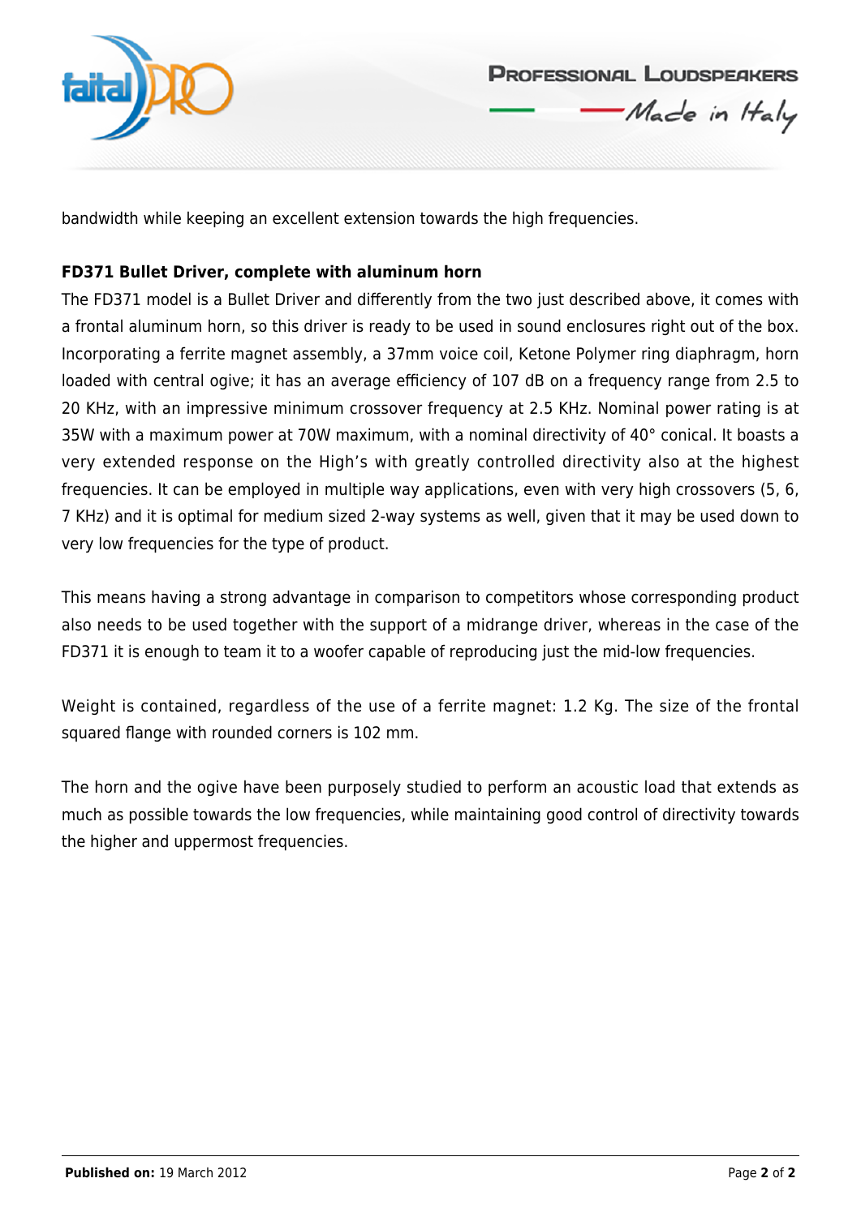bandwidth while keeping an excellent extension towards the high frequencies.

**FD371 Bullet Driver, complete with aluminum horn**

The FD371 model is a Bullet Driver and differently from the two just described above, it comes with a frontal aluminum horn, so this driver is ready to be used in sound enclosures right out of the box. Incorporating a ferrite magnet assembly, a 37mm voice coil, Ketone Polymer ring diaphragm, horn loaded with central ogive; it has an average efficiency of 107 dB on a frequency range from 2.5 to 20 KHz, with an impressive minimum crossover frequency at 2.5 KHz. Nominal power rating is at 35W with a maximum power at 70W maximum, with a nominal directivity of 40° conical. It boasts a very extended response on the High's with greatly controlled directivity also at the highest frequencies. It can be employed in multiple way applications, even with very high crossovers (5, 6, 7 KHz) and it is optimal for medium sized 2-way systems as well, given that it may be used down to very low frequencies for the type of product.

This means having a strong advantage in comparison to competitors whose corresponding product also needs to be used together with the support of a midrange driver, whereas in the case of the FD371 it is enough to team it to a woofer capable of reproducing just the mid-low frequencies.

Weight is contained, regardless of the use of a ferrite magnet: 1.2 Kg. The size of the frontal squared flange with rounded corners is 102 mm.

The horn and the ogive have been purposely studied to perform an acoustic load that extends as much as possible towards the low frequencies, while maintaining good control of directivity towards the higher and uppermost frequencies.